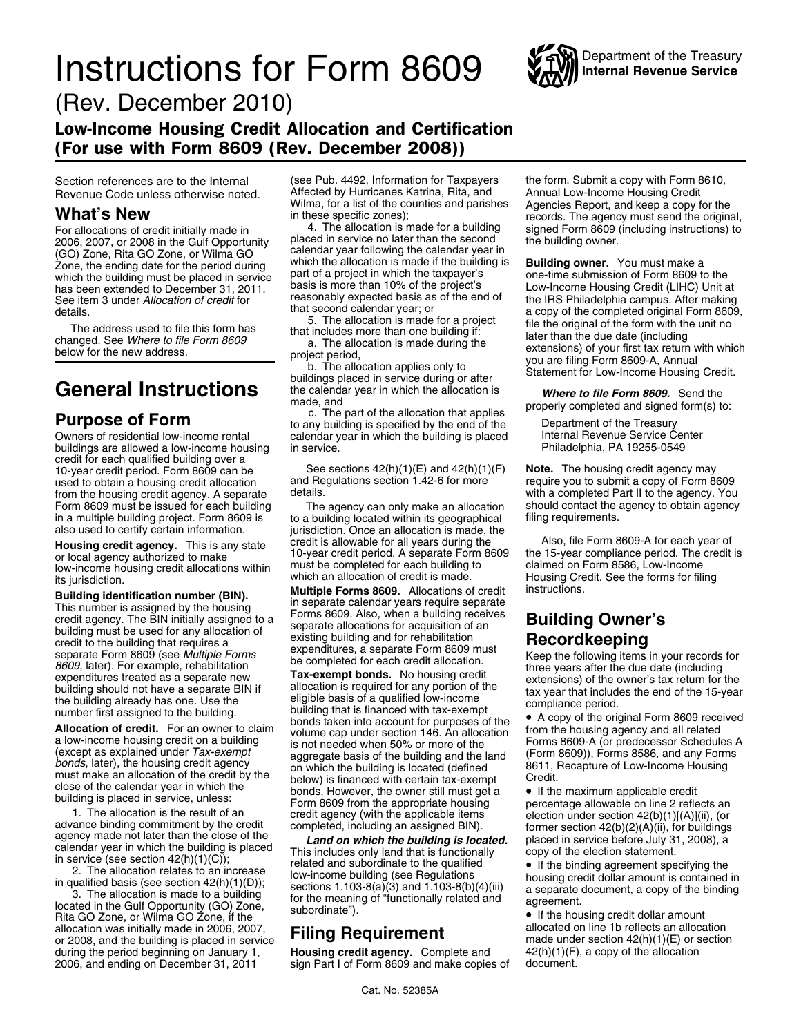# Instructions for Form 8609

Department of the Treasury
**Internal Revenue Service**

(Rev. December 2010)

## Low-Income Housing Credit Allocation and Certification (For use with Form 8609 (Rev. December 2008))

Section references are to the Internal Revenue Code unless otherwise noted.

## What's New

For allocations of credit initially made in 2006, 2007, or 2008 in the Gulf Opportunity (GO) Zone, Rita GO Zone, or Wilma GO Zone, the ending date for the period during which the building must be placed in service has been extended to December 31, 2011. See item 3 under *Allocation of credit* for details.

The address used to file this form has changed. See *Where to file Form 8609* below for the new address.

# General Instructions

## Purpose of Form

Owners of residential low-income rental buildings are allowed a low-income housing credit for each qualified building over a 10-year credit period. Form 8609 can be used to obtain a housing credit allocation from the housing credit agency. A separate Form 8609 must be issued for each building in a multiple building project. Form 8609 is also used to certify certain information.

**Housing credit agency.** This is any state or local agency authorized to make low-income housing credit allocations within its jurisdiction.

**Building identification number (BIN).** This number is assigned by the housing credit agency. The BIN initially assigned to a building must be used for any allocation of credit to the building that requires a separate Form 8609 (see *Multiple Forms 8609*, later). For example, rehabilitation expenditures treated as a separate new building should not have a separate BIN if the building already has one. Use the number first assigned to the building.

**Allocation of credit.** For an owner to claim a low-income housing credit on a building (except as explained under *Tax-exempt bonds*, later), the housing credit agency must make an allocation of the credit by the close of the calendar year in which the building is placed in service, unless:

1. The allocation is the result of an advance binding commitment by the credit agency made not later than the close of the calendar year in which the building is placed in service (see section 42(h)(1)(C));
2. The allocation relates to an increase in qualified basis (see section 42(h)(1)(D));
3. The allocation is made to a building located in the Gulf Opportunity (GO) Zone, Rita GO Zone, or Wilma GO Zone, if the allocation was initially made in 2006, 2007, or 2008, and the building is placed in service during the period beginning on January 1, 2006, and ending on December 31, 2011 (see Pub. 4492, Information for Taxpayers Affected by Hurricanes Katrina, Rita, and Wilma, for a list of the counties and parishes in these specific zones);
4. The allocation is made for a building placed in service no later than the second calendar year following the calendar year in which the allocation is made if the building is part of a project in which the taxpayer's basis is more than 10% of the project's reasonably expected basis as of the end of that second calendar year; or
5. The allocation is made for a project that includes more than one building if:
   a. The allocation is made during the project period,
   b. The allocation applies only to buildings placed in service during or after the calendar year in which the allocation is made, and
   c. The part of the allocation that applies to any building is specified by the end of the calendar year in which the building is placed in service.

See sections 42(h)(1)(E) and 42(h)(1)(F) and Regulations section 1.42-6 for more details.

The agency can only make an allocation to a building located within its geographical jurisdiction. Once an allocation is made, the credit is allowable for all years during the 10-year credit period. A separate Form 8609 must be completed for each building to which an allocation of credit is made.

**Multiple Forms 8609.** Allocations of credit in separate calendar years require separate Forms 8609. Also, when a building receives separate allocations for acquisition of an existing building and for rehabilitation expenditures, a separate Form 8609 must be completed for each credit allocation.

**Tax-exempt bonds.** No housing credit allocation is required for any portion of the eligible basis of a qualified low-income building that is financed with tax-exempt bonds taken into account for purposes of the volume cap under section 146. An allocation is not needed when 50% or more of the aggregate basis of the building and the land on which the building is located (defined below) is financed with certain tax-exempt bonds. However, the owner still must get a Form 8609 from the appropriate housing credit agency (with the applicable items completed, including an assigned BIN).

***Land on which the building is located.*** This includes only land that is functionally related and subordinate to the qualified low-income building (see Regulations sections 1.103-8(a)(3) and 1.103-8(b)(4)(iii) for the meaning of "functionally related and subordinate").

## Filing Requirement

**Housing credit agency.** Complete and sign Part I of Form 8609 and make copies of the form. Submit a copy with Form 8610, Annual Low-Income Housing Credit Agencies Report, and keep a copy for the records. The agency must send the original, signed Form 8609 (including instructions) to the building owner.

**Building owner.** You must make a one-time submission of Form 8609 to the Low-Income Housing Credit (LIHC) Unit at the IRS Philadelphia campus. After making a copy of the completed original Form 8609, file the original of the form with the unit no later than the due date (including extensions) of your first tax return with which you are filing Form 8609-A, Annual Statement for Low-Income Housing Credit.

***Where to file Form 8609.*** Send the properly completed and signed form(s) to:

Department of the Treasury
Internal Revenue Service Center
Philadelphia, PA 19255-0549

**Note.** The housing credit agency may require you to submit a copy of Form 8609 with a completed Part II to the agency. You should contact the agency to obtain agency filing requirements.

Also, file Form 8609-A for each year of the 15-year compliance period. The credit is claimed on Form 8586, Low-Income Housing Credit. See the forms for filing instructions.

# Building Owner's Recordkeeping

Keep the following items in your records for three years after the due date (including extensions) of the owner's tax return for the tax year that includes the end of the 15-year compliance period.

- A copy of the original Form 8609 received from the housing agency and all related Forms 8609-A (or predecessor Schedules A (Form 8609)), Forms 8586, and any Forms 8611, Recapture of Low-Income Housing Credit.
- If the maximum applicable credit percentage allowable on line 2 reflects an election under section 42(b)(1)[(A)](ii), (or former section 42(b)(2)(A)(ii), for buildings placed in service before July 31, 2008), a copy of the election statement.
- If the binding agreement specifying the housing credit dollar amount is contained in a separate document, a copy of the binding agreement.
- If the housing credit dollar amount allocated on line 1b reflects an allocation made under section 42(h)(1)(E) or section 42(h)(1)(F), a copy of the allocation document.

Cat. No. 52385A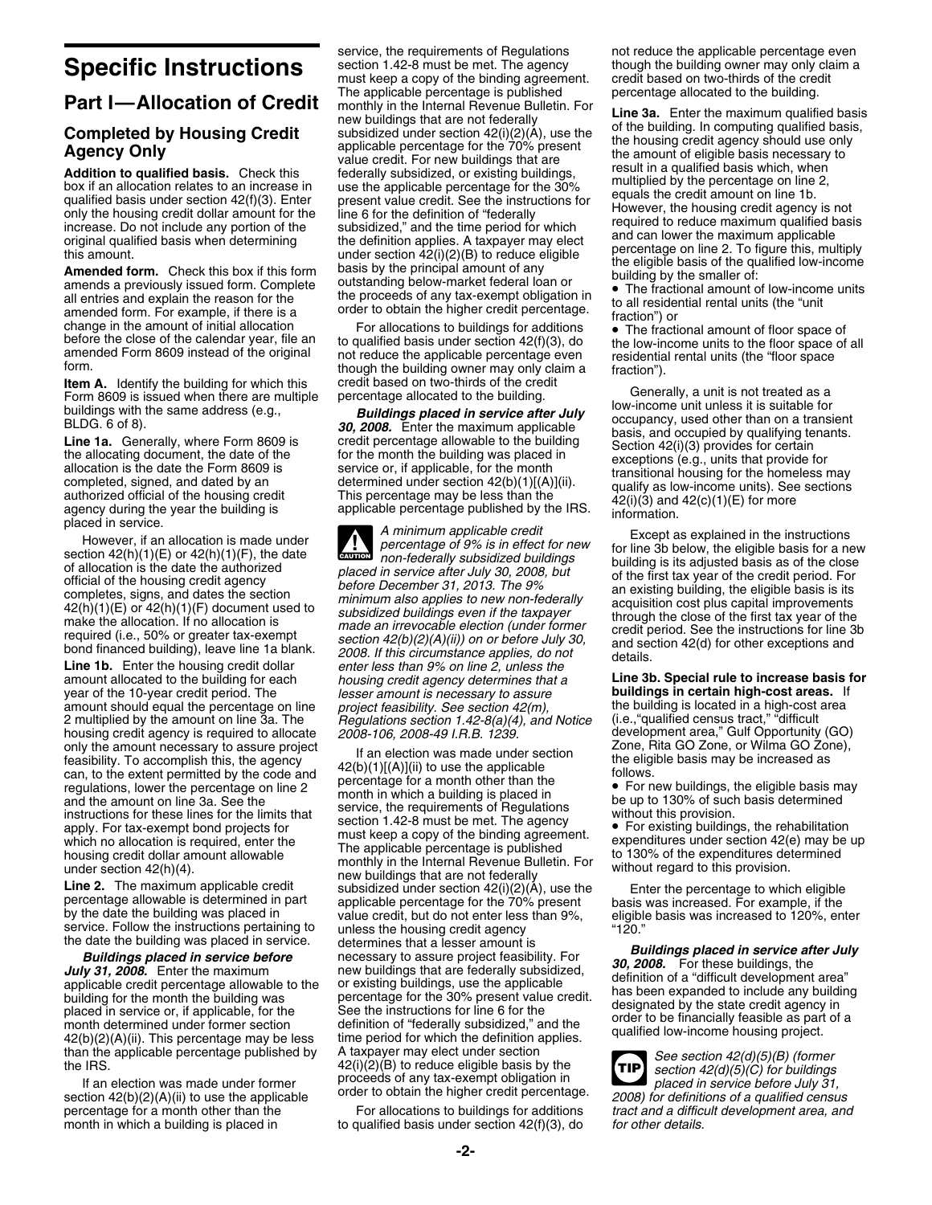# Specific Instructions

## Part I—Allocation of Credit

### Completed by Housing Credit Agency Only

**Addition to qualified basis.** Check this box if an allocation relates to an increase in qualified basis under section 42(f)(3). Enter only the housing credit dollar amount for the increase. Do not include any portion of the original qualified basis when determining this amount.

**Amended form.** Check this box if this form amends a previously issued form. Complete all entries and explain the reason for the amended form. For example, if there is a change in the amount of initial allocation before the close of the calendar year, file an amended Form 8609 instead of the original form.

**Item A.** Identify the building for which this Form 8609 is issued when there are multiple buildings with the same address (e.g., BLDG. 6 of 8).

**Line 1a.** Generally, where Form 8609 is the allocating document, the date of the allocation is the date the Form 8609 is completed, signed, and dated by an authorized official of the housing credit agency during the year the building is placed in service.

However, if an allocation is made under section 42(h)(1)(E) or 42(h)(1)(F), the date of allocation is the date the authorized official of the housing credit agency completes, signs, and dates the section 42(h)(1)(E) or 42(h)(1)(F) document used to make the allocation. If no allocation is required (i.e., 50% or greater tax-exempt bond financed building), leave line 1a blank.

**Line 1b.** Enter the housing credit dollar amount allocated to the building for each year of the 10-year credit period. The amount should equal the percentage on line 2 multiplied by the amount on line 3a. The housing credit agency is required to allocate only the amount necessary to assure project feasibility. To accomplish this, the agency can, to the extent permitted by the code and regulations, lower the percentage on line 2 and the amount on line 3a. See the instructions for these lines for the limits that apply. For tax-exempt bond projects for which no allocation is required, enter the housing credit dollar amount allowable under section 42(h)(4).

**Line 2.** The maximum applicable credit percentage allowable is determined in part by the date the building was placed in service. Follow the instructions pertaining to the date the building was placed in service.

***Buildings placed in service before July 31, 2008.*** Enter the maximum applicable credit percentage allowable to the building for the month the building was placed in service or, if applicable, for the month determined under former section 42(b)(2)(A)(ii). This percentage may be less than the applicable percentage published by the IRS.

If an election was made under former section 42(b)(2)(A)(ii) to use the applicable percentage for a month other than the month in which a building is placed in service, the requirements of Regulations section 1.42-8 must be met. The agency must keep a copy of the binding agreement. The applicable percentage is published monthly in the Internal Revenue Bulletin. For new buildings that are not federally subsidized under section 42(i)(2)(A), use the applicable percentage for the 70% present value credit. For new buildings that are federally subsidized, or existing buildings, use the applicable percentage for the 30% present value credit. See the instructions for line 6 for the definition of "federally subsidized," and the time period for which the definition applies. A taxpayer may elect under section 42(i)(2)(B) to reduce eligible basis by the principal amount of any outstanding below-market federal loan or the proceeds of any tax-exempt obligation in order to obtain the higher credit percentage.

For allocations to buildings for additions to qualified basis under section 42(f)(3), do not reduce the applicable percentage even though the building owner may only claim a credit based on two-thirds of the credit percentage allocated to the building.

***Buildings placed in service after July 30, 2008.*** Enter the maximum applicable credit percentage allowable to the building for the month the building was placed in service or, if applicable, for the month determined under section 42(b)(1)[(A)](ii). This percentage may be less than the applicable percentage published by the IRS.

> **CAUTION**
> *A minimum applicable credit percentage of 9% is in effect for new non-federally subsidized buildings placed in service after July 30, 2008, but before December 31, 2013. The 9% minimum also applies to new non-federally subsidized buildings even if the taxpayer made an irrevocable election (under former section 42(b)(2)(A)(ii)) on or before July 30, 2008. If this circumstance applies, do not enter less than 9% on line 2, unless the housing credit agency determines that a lesser amount is necessary to assure project feasibility. See section 42(m), Regulations section 1.42-8(a)(4), and Notice 2008-106, 2008-49 I.R.B. 1239.*

If an election was made under section 42(b)(1)[(A)](ii) to use the applicable percentage for a month other than the month in which a building is placed in service, the requirements of Regulations section 1.42-8 must be met. The agency must keep a copy of the binding agreement. The applicable percentage is published monthly in the Internal Revenue Bulletin. For new buildings that are not federally subsidized under section 42(i)(2)(A), use the applicable percentage for the 70% present value credit, but do not enter less than 9%, unless the housing credit agency determines that a lesser amount is necessary to assure project feasibility. For new buildings that are federally subsidized, or existing buildings, use the applicable percentage for the 30% present value credit. See the instructions for line 6 for the definition of "federally subsidized," and the time period for which the definition applies. A taxpayer may elect under section 42(i)(2)(B) to reduce eligible basis by the proceeds of any tax-exempt obligation in order to obtain the higher credit percentage.

For allocations to buildings for additions to qualified basis under section 42(f)(3), do not reduce the applicable percentage even though the building owner may only claim a credit based on two-thirds of the credit percentage allocated to the building.

**Line 3a.** Enter the maximum qualified basis of the building. In computing qualified basis, the housing credit agency should use only the amount of eligible basis necessary to result in a qualified basis which, when multiplied by the percentage on line 2, equals the credit amount on line 1b. However, the housing credit agency is not required to reduce maximum qualified basis and can lower the maximum applicable percentage on line 2. To figure this, multiply the eligible basis of the qualified low-income building by the smaller of:

- The fractional amount of low-income units to all residential rental units (the "unit fraction") or
- The fractional amount of floor space of the low-income units to the floor space of all residential rental units (the "floor space fraction").

Generally, a unit is not treated as a low-income unit unless it is suitable for occupancy, used other than on a transient basis, and occupied by qualifying tenants. Section 42(i)(3) provides for certain exceptions (e.g., units that provide for transitional housing for the homeless may qualify as low-income units). See sections 42(i)(3) and 42(c)(1)(E) for more information.

Except as explained in the instructions for line 3b below, the eligible basis for a new building is its adjusted basis as of the close of the first tax year of the credit period. For an existing building, the eligible basis is its acquisition cost plus capital improvements through the close of the first tax year of the credit period. See the instructions for line 3b and section 42(d) for other exceptions and details.

**Line 3b. Special rule to increase basis for buildings in certain high-cost areas.** If the building is located in a high-cost area (i.e.,"qualified census tract," "difficult development area," Gulf Opportunity (GO) Zone, Rita GO Zone, or Wilma GO Zone), the eligible basis may be increased as follows.

- For new buildings, the eligible basis may be up to 130% of such basis determined without this provision.
- For existing buildings, the rehabilitation expenditures under section 42(e) may be up to 130% of the expenditures determined without regard to this provision.

Enter the percentage to which eligible basis was increased. For example, if the eligible basis was increased to 120%, enter "120."

***Buildings placed in service after July 30, 2008.*** For these buildings, the definition of a "difficult development area" has been expanded to include any building designated by the state credit agency in order to be financially feasible as part of a qualified low-income housing project.

> **TIP**
> *See section 42(d)(5)(B) (former section 42(d)(5)(C) for buildings placed in service before July 31, 2008) for definitions of a qualified census tract and a difficult development area, and for other details.*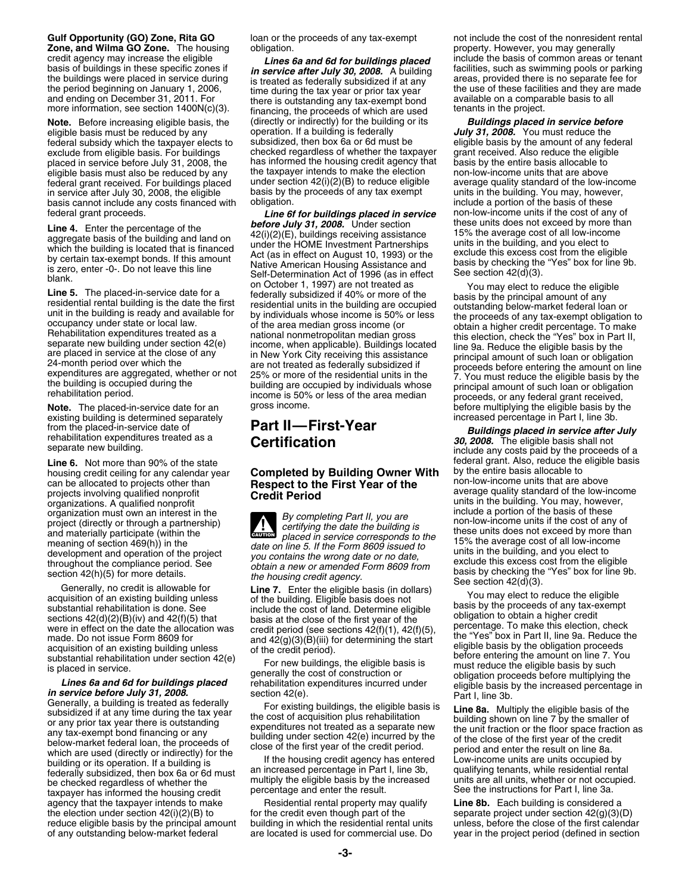**Gulf Opportunity (GO) Zone, Rita GO Zone, and Wilma GO Zone.** The housing credit agency may increase the eligible basis of buildings in these specific zones if the buildings were placed in service during the period beginning on January 1, 2006, and ending on December 31, 2011. For more information, see section 1400N(c)(3).

**Note.** Before increasing eligible basis, the eligible basis must be reduced by any federal subsidy which the taxpayer elects to exclude from eligible basis. For buildings placed in service before July 31, 2008, the eligible basis must also be reduced by any federal grant received. For buildings placed in service after July 30, 2008, the eligible basis cannot include any costs financed with federal grant proceeds.

**Line 4.** Enter the percentage of the aggregate basis of the building and land on which the building is located that is financed by certain tax-exempt bonds. If this amount is zero, enter -0-. Do not leave this line blank.

**Line 5.** The placed-in-service date for a residential rental building is the date the first unit in the building is ready and available for occupancy under state or local law. Rehabilitation expenditures treated as a separate new building under section 42(e) are placed in service at the close of any 24-month period over which the expenditures are aggregated, whether or not the building is occupied during the rehabilitation period.

**Note.** The placed-in-service date for an existing building is determined separately from the placed-in-service date of rehabilitation expenditures treated as a separate new building.

**Line 6.** Not more than 90% of the state housing credit ceiling for any calendar year can be allocated to projects other than projects involving qualified nonprofit organizations. A qualified nonprofit organization must own an interest in the project (directly or through a partnership) and materially participate (within the meaning of section 469(h)) in the development and operation of the project throughout the compliance period. See section 42(h)(5) for more details.

Generally, no credit is allowable for acquisition of an existing building unless substantial rehabilitation is done. See sections 42(d)(2)(B)(iv) and 42(f)(5) that were in effect on the date the allocation was made. Do not issue Form 8609 for acquisition of an existing building unless substantial rehabilitation under section 42(e) is placed in service.

***Lines 6a and 6d for buildings placed in service before July 31, 2008.*** Generally, a building is treated as federally subsidized if at any time during the tax year or any prior tax year there is outstanding any tax-exempt bond financing or any below-market federal loan, the proceeds of which are used (directly or indirectly) for the building or its operation. If a building is federally subsidized, then box 6a or 6d must be checked regardless of whether the taxpayer has informed the housing credit agency that the taxpayer intends to make the election under section 42(i)(2)(B) to reduce eligible basis by the principal amount of any outstanding below-market federal loan or the proceeds of any tax-exempt obligation.

***Lines 6a and 6d for buildings placed in service after July 30, 2008.*** A building is treated as federally subsidized if at any time during the tax year or prior tax year there is outstanding any tax-exempt bond financing, the proceeds of which are used (directly or indirectly) for the building or its operation. If a building is federally subsidized, then box 6a or 6d must be checked regardless of whether the taxpayer has informed the housing credit agency that the taxpayer intends to make the election under section 42(i)(2)(B) to reduce eligible basis by the proceeds of any tax exempt obligation.

***Line 6f for buildings placed in service before July 31, 2008.*** Under section 42(i)(2)(E), buildings receiving assistance under the HOME Investment Partnerships Act (as in effect on August 10, 1993) or the Native American Housing Assistance and Self-Determination Act of 1996 (as in effect on October 1, 1997) are not treated as federally subsidized if 40% or more of the residential units in the building are occupied by individuals whose income is 50% or less of the area median gross income (or national nonmetropolitan median gross income, when applicable). Buildings located in New York City receiving this assistance are not treated as federally subsidized if 25% or more of the residential units in the building are occupied by individuals whose income is 50% or less of the area median gross income.

# Part II—First-Year Certification

## Completed by Building Owner With Respect to the First Year of the Credit Period

**CAUTION** *By completing Part II, you are certifying the date the building is placed in service corresponds to the date on line 5. If the Form 8609 issued to you contains the wrong date or no date, obtain a new or amended Form 8609 from the housing credit agency.*

**Line 7.** Enter the eligible basis (in dollars) of the building. Eligible basis does not include the cost of land. Determine eligible basis at the close of the first year of the credit period (see sections 42(f)(1), 42(f)(5), and 42(g)(3)(B)(iii) for determining the start of the credit period).

For new buildings, the eligible basis is generally the cost of construction or rehabilitation expenditures incurred under section 42(e).

For existing buildings, the eligible basis is the cost of acquisition plus rehabilitation expenditures not treated as a separate new building under section 42(e) incurred by the close of the first year of the credit period.

If the housing credit agency has entered an increased percentage in Part I, line 3b, multiply the eligible basis by the increased percentage and enter the result.

Residential rental property may qualify for the credit even though part of the building in which the residential rental units are located is used for commercial use. Do not include the cost of the nonresident rental property. However, you may generally include the basis of common areas or tenant facilities, such as swimming pools or parking areas, provided there is no separate fee for the use of these facilities and they are made available on a comparable basis to all tenants in the project.

***Buildings placed in service before July 31, 2008.*** You must reduce the eligible basis by the amount of any federal grant received. Also reduce the eligible basis by the entire basis allocable to non-low-income units that are above average quality standard of the low-income units in the building. You may, however, include a portion of the basis of these non-low-income units if the cost of any of these units does not exceed by more than 15% the average cost of all low-income units in the building, and you elect to exclude this excess cost from the eligible basis by checking the "Yes" box for line 9b. See section 42(d)(3).

You may elect to reduce the eligible basis by the principal amount of any outstanding below-market federal loan or the proceeds of any tax-exempt obligation to obtain a higher credit percentage. To make this election, check the "Yes" box in Part II, line 9a. Reduce the eligible basis by the principal amount of such loan or obligation proceeds before entering the amount on line 7. You must reduce the eligible basis by the principal amount of such loan or obligation proceeds, or any federal grant received, before multiplying the eligible basis by the increased percentage in Part I, line 3b.

***Buildings placed in service after July 30, 2008.*** The eligible basis shall not include any costs paid by the proceeds of a federal grant. Also, reduce the eligible basis by the entire basis allocable to non-low-income units that are above average quality standard of the low-income units in the building. You may, however, include a portion of the basis of these non-low-income units if the cost of any of these units does not exceed by more than 15% the average cost of all low-income units in the building, and you elect to exclude this excess cost from the eligible basis by checking the "Yes" box for line 9b. See section 42(d)(3).

You may elect to reduce the eligible basis by the proceeds of any tax-exempt obligation to obtain a higher credit percentage. To make this election, check the "Yes" box in Part II, line 9a. Reduce the eligible basis by the obligation proceeds before entering the amount on line 7. You must reduce the eligible basis by such obligation proceeds before multiplying the eligible basis by the increased percentage in Part I, line 3b.

**Line 8a.** Multiply the eligible basis of the building shown on line 7 by the smaller of the unit fraction or the floor space fraction as of the close of the first year of the credit period and enter the result on line 8a. Low-income units are units occupied by qualifying tenants, while residential rental units are all units, whether or not occupied. See the instructions for Part I, line 3a.

**Line 8b.** Each building is considered a separate project under section 42(g)(3)(D) unless, before the close of the first calendar year in the project period (defined in section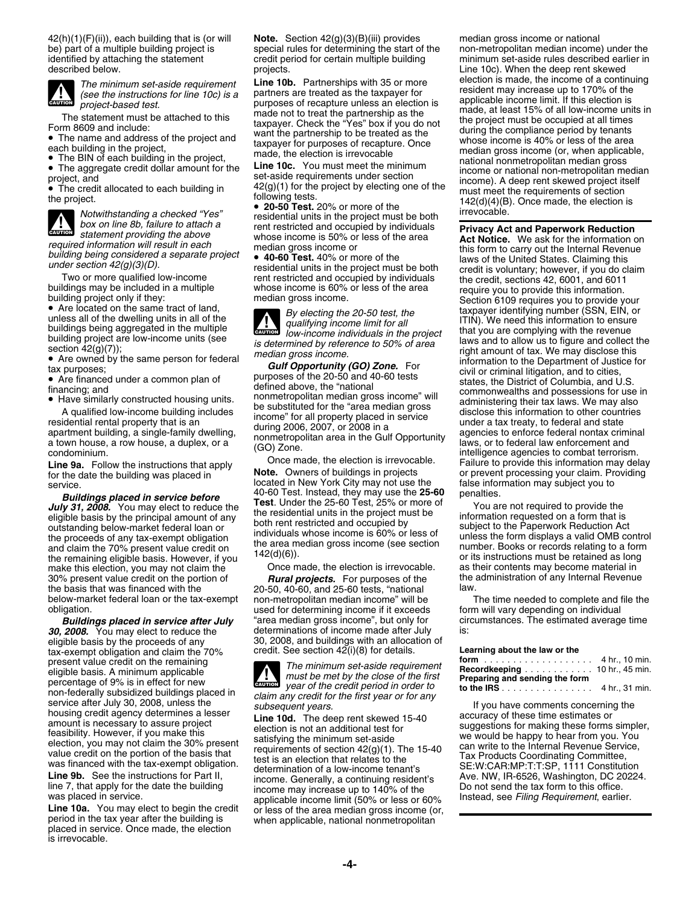42(h)(1)(F)(ii)), each building that is (or will be) part of a multiple building project is identified by attaching the statement described below.

**CAUTION** *The minimum set-aside requirement (see the instructions for line 10c) is a project-based test.*

The statement must be attached to this Form 8609 and include:

- The name and address of the project and each building in the project,
- The BIN of each building in the project,
- The aggregate credit dollar amount for the project, and
- The credit allocated to each building in the project.

**CAUTION** *Notwithstanding a checked "Yes" box on line 8b, failure to attach a statement providing the above required information will result in each building being considered a separate project under section 42(g)(3)(D).*

Two or more qualified low-income buildings may be included in a multiple building project only if they:

- Are located on the same tract of land, unless all of the dwelling units in all of the buildings being aggregated in the multiple building project are low-income units (see section 42(g)(7));
- Are owned by the same person for federal tax purposes;
- Are financed under a common plan of financing; and
- Have similarly constructed housing units.

A qualified low-income building includes residential rental property that is an apartment building, a single-family dwelling, a town house, a row house, a duplex, or a condominium.

**Line 9a.** Follow the instructions that apply for the date the building was placed in service.

***Buildings placed in service before July 31, 2008.*** You may elect to reduce the eligible basis by the principal amount of any outstanding below-market federal loan or the proceeds of any tax-exempt obligation and claim the 70% present value credit on the remaining eligible basis. However, if you make this election, you may not claim the 30% present value credit on the portion of the basis that was financed with the below-market federal loan or the tax-exempt obligation.

***Buildings placed in service after July 30, 2008.*** You may elect to reduce the eligible basis by the proceeds of any tax-exempt obligation and claim the 70% present value credit on the remaining eligible basis. A minimum applicable percentage of 9% is in effect for new non-federally subsidized buildings placed in service after July 30, 2008, unless the housing credit agency determines a lesser amount is necessary to assure project feasibility. However, if you make this election, you may not claim the 30% present value credit on the portion of the basis that was financed with the tax-exempt obligation.

**Line 9b.** See the instructions for Part II, line 7, that apply for the date the building was placed in service.

**Line 10a.** You may elect to begin the credit period in the tax year after the building is placed in service. Once made, the election is irrevocable.

**Note.** Section 42(g)(3)(B)(iii) provides special rules for determining the start of the credit period for certain multiple building projects.

**Line 10b.** Partnerships with 35 or more partners are treated as the taxpayer for purposes of recapture unless an election is made not to treat the partnership as the taxpayer. Check the "Yes" box if you do not want the partnership to be treated as the taxpayer for purposes of recapture. Once made, the election is irrevocable

**Line 10c.** You must meet the minimum set-aside requirements under section 42(g)(1) for the project by electing one of the following tests.

- **20-50 Test.** 20% or more of the residential units in the project must be both rent restricted and occupied by individuals whose income is 50% or less of the area median gross income or
- **40-60 Test.** 40% or more of the residential units in the project must be both rent restricted and occupied by individuals whose income is 60% or less of the area median gross income.

**CAUTION** *By electing the 20-50 test, the qualifying income limit for all low-income individuals in the project is determined by reference to 50% of area median gross income.*

***Gulf Opportunity (GO) Zone.*** For purposes of the 20-50 and 40-60 tests defined above, the "national nonmetropolitan median gross income" will be substituted for the "area median gross income" for all property placed in service during 2006, 2007, or 2008 in a nonmetropolitan area in the Gulf Opportunity (GO) Zone.

Once made, the election is irrevocable.

**Note.** Owners of buildings in projects located in New York City may not use the 40-60 Test. Instead, they may use the **25-60 Test**. Under the 25-60 Test, 25% or more of the residential units in the project must be both rent restricted and occupied by individuals whose income is 60% or less of the area median gross income (see section 142(d)(6)).

Once made, the election is irrevocable.

***Rural projects.*** For purposes of the 20-50, 40-60, and 25-60 tests, "national non-metropolitan median income" will be used for determining income if it exceeds "area median gross income", but only for determinations of income made after July 30, 2008, and buildings with an allocation of credit. See section 42(i)(8) for details.

**CAUTION** *The minimum set-aside requirement must be met by the close of the first year of the credit period in order to claim any credit for the first year or for any subsequent years.*

**Line 10d.** The deep rent skewed 15-40 election is not an additional test for satisfying the minimum set-aside requirements of section 42(g)(1). The 15-40 test is an election that relates to the determination of a low-income tenant's income. Generally, a continuing resident's income may increase up to 140% of the applicable income limit (50% or less or 60% or less of the area median gross income (or, when applicable, national nonmetropolitan median gross income or national non-metropolitan median income) under the minimum set-aside rules described earlier in Line 10c). When the deep rent skewed election is made, the income of a continuing resident may increase up to 170% of the applicable income limit. If this election is made, at least 15% of all low-income units in the project must be occupied at all times during the compliance period by tenants whose income is 40% or less of the area median gross income (or, when applicable, national nonmetropolitan median gross income or national non-metropolitan median income). A deep rent skewed project itself must meet the requirements of section 142(d)(4)(B). Once made, the election is irrevocable.

**Privacy Act and Paperwork Reduction Act Notice.** We ask for the information on this form to carry out the Internal Revenue laws of the United States. Claiming this credit is voluntary; however, if you do claim the credit, sections 42, 6001, and 6011 require you to provide this information. Section 6109 requires you to provide your taxpayer identifying number (SSN, EIN, or ITIN). We need this information to ensure that you are complying with the revenue laws and to allow us to figure and collect the right amount of tax. We may disclose this information to the Department of Justice for civil or criminal litigation, and to cities, states, the District of Columbia, and U.S. commonwealths and possessions for use in administering their tax laws. We may also disclose this information to other countries under a tax treaty, to federal and state agencies to enforce federal nontax criminal laws, or to federal law enforcement and intelligence agencies to combat terrorism. Failure to provide this information may delay or prevent processing your claim. Providing false information may subject you to penalties.

You are not required to provide the information requested on a form that is subject to the Paperwork Reduction Act unless the form displays a valid OMB control number. Books or records relating to a form or its instructions must be retained as long as their contents may become material in the administration of any Internal Revenue law.

The time needed to complete and file the form will vary depending on individual circumstances. The estimated average time is:

| | |
|---|---|
| **Learning about the law or the form** | 4 hr., 10 min. |
| **Recordkeeping** | 10 hr., 45 min. |
| **Preparing and sending the form to the IRS** | 4 hr., 31 min. |

If you have comments concerning the accuracy of these time estimates or suggestions for making these forms simpler, we would be happy to hear from you. You can write to the Internal Revenue Service, Tax Products Coordinating Committee, SE:W:CAR:MP:T:T:SP, 1111 Constitution Ave. NW, IR-6526, Washington, DC 20224. Do not send the tax form to this office. Instead, see *Filing Requirement*, earlier.